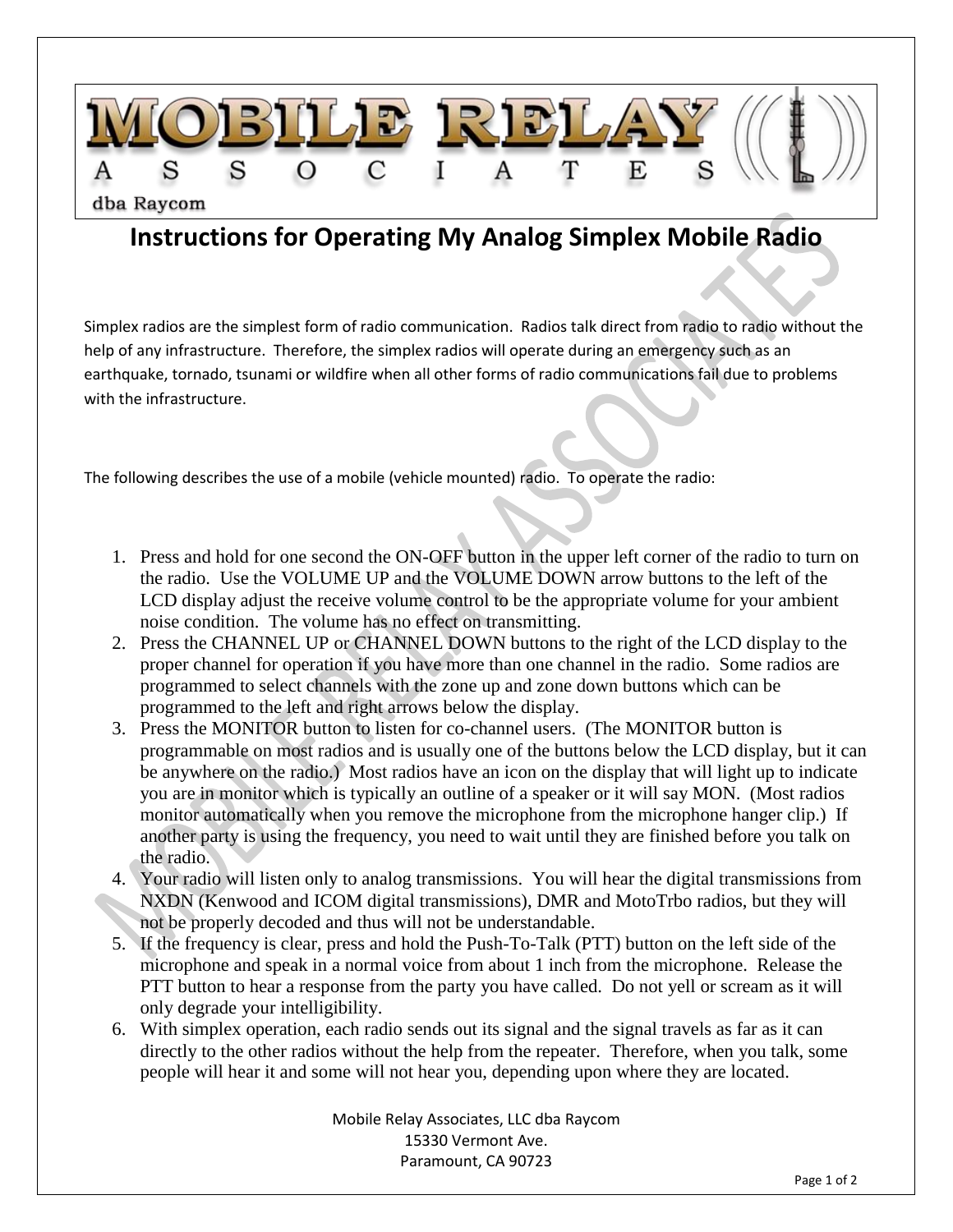MOBILE RELAY ASSOCIATES

dba Raycom

# Instructions for Operating My Analog Simplex Mobile Radio

Simplex radios are the simplest form of radio communication. Radios talk direct from radio to radio without the help of any infrastructure. Therefore, the simplex radios will operate during an emergency such as an earthquake, tornado, tsunami or wildfire when all other forms of radio communications fail due to problems with the infrastructure.

The following describes the use of a mobile (vehicle mounted) radio. To operate the radio:

1. Press and hold for one second the ON-OFF button in the upper left corner of the radio to turn on the radio. Use the VOLUME UP and the VOLUME DOWN arrow buttons to the left of the LCD display adjust the receive volume control to be the appropriate volume for your ambient noise condition. The volume has no effect on transmitting.
2. Press the CHANNEL UP or CHANNEL DOWN buttons to the right of the LCD display to the proper channel for operation if you have more than one channel in the radio. Some radios are programmed to select channels with the zone up and zone down buttons which can be programmed to the left and right arrows below the display.
3. Press the MONITOR button to listen for co-channel users. (The MONITOR button is programmable on most radios and is usually one of the buttons below the LCD display, but it can be anywhere on the radio.) Most radios have an icon on the display that will light up to indicate you are in monitor which is typically an outline of a speaker or it will say MON. (Most radios monitor automatically when you remove the microphone from the microphone hanger clip.) If another party is using the frequency, you need to wait until they are finished before you talk on the radio.
4. Your radio will listen only to analog transmissions. You will hear the digital transmissions from NXDN (Kenwood and ICOM digital transmissions), DMR and MotoTrbo radios, but they will not be properly decoded and thus will not be understandable.
5. If the frequency is clear, press and hold the Push-To-Talk (PTT) button on the left side of the microphone and speak in a normal voice from about 1 inch from the microphone. Release the PTT button to hear a response from the party you have called. Do not yell or scream as it will only degrade your intelligibility.
6. With simplex operation, each radio sends out its signal and the signal travels as far as it can directly to the other radios without the help from the repeater. Therefore, when you talk, some people will hear it and some will not hear you, depending upon where they are located.

Mobile Relay Associates, LLC dba Raycom
15330 Vermont Ave.
Paramount, CA 90723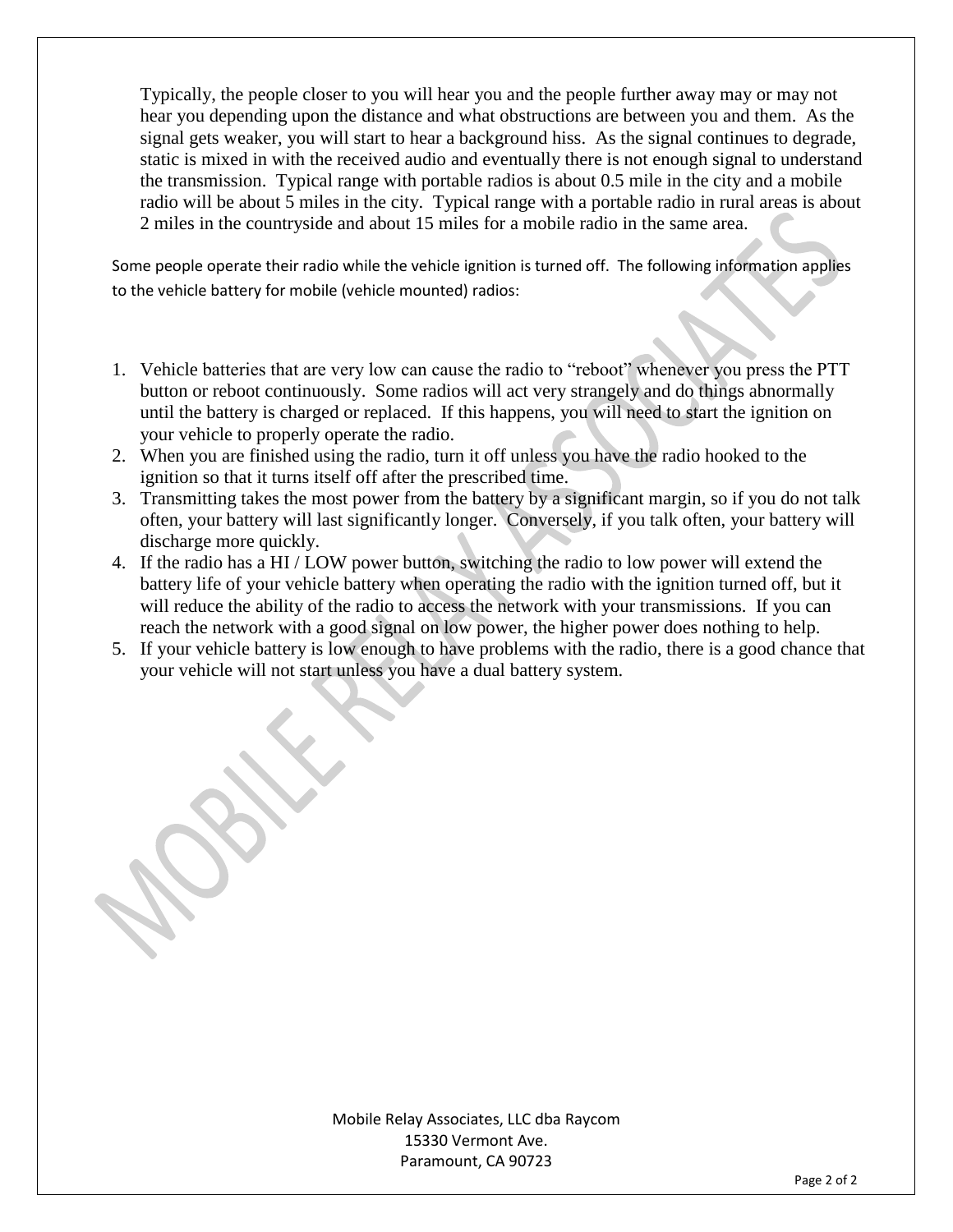Typically, the people closer to you will hear you and the people further away may or may not hear you depending upon the distance and what obstructions are between you and them. As the signal gets weaker, you will start to hear a background hiss. As the signal continues to degrade, static is mixed in with the received audio and eventually there is not enough signal to understand the transmission. Typical range with portable radios is about 0.5 mile in the city and a mobile radio will be about 5 miles in the city. Typical range with a portable radio in rural areas is about 2 miles in the countryside and about 15 miles for a mobile radio in the same area.

Some people operate their radio while the vehicle ignition is turned off. The following information applies to the vehicle battery for mobile (vehicle mounted) radios:

1. Vehicle batteries that are very low can cause the radio to "reboot" whenever you press the PTT button or reboot continuously. Some radios will act very strangely and do things abnormally until the battery is charged or replaced. If this happens, you will need to start the ignition on your vehicle to properly operate the radio.
2. When you are finished using the radio, turn it off unless you have the radio hooked to the ignition so that it turns itself off after the prescribed time.
3. Transmitting takes the most power from the battery by a significant margin, so if you do not talk often, your battery will last significantly longer. Conversely, if you talk often, your battery will discharge more quickly.
4. If the radio has a HI / LOW power button, switching the radio to low power will extend the battery life of your vehicle battery when operating the radio with the ignition turned off, but it will reduce the ability of the radio to access the network with your transmissions. If you can reach the network with a good signal on low power, the higher power does nothing to help.
5. If your vehicle battery is low enough to have problems with the radio, there is a good chance that your vehicle will not start unless you have a dual battery system.

Mobile Relay Associates, LLC dba Raycom
15330 Vermont Ave.
Paramount, CA 90723